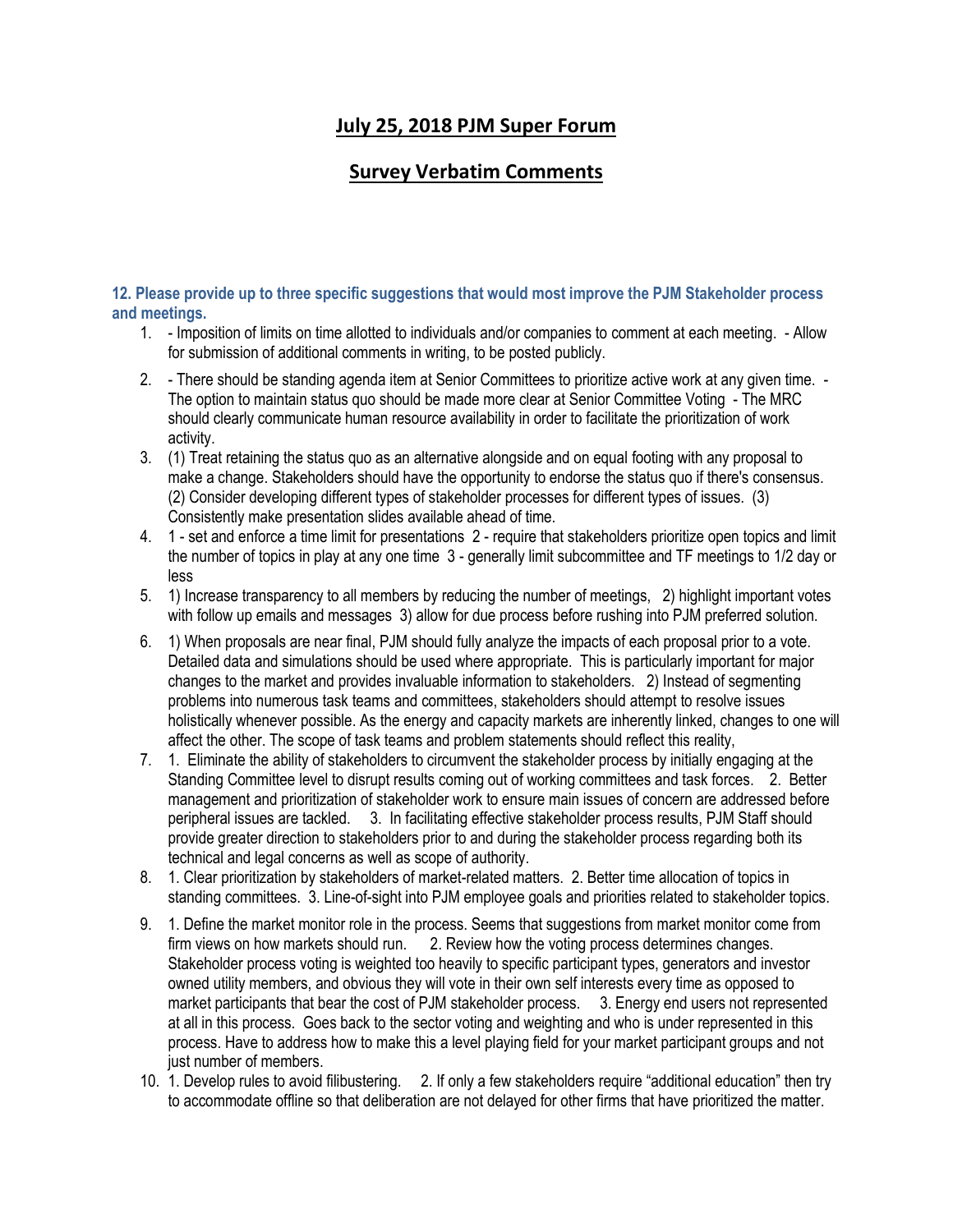# July 25, 2018 PJM Super Forum

## Survey Verbatim Comments

### 12. Please provide up to three specific suggestions that would most improve the PJM Stakeholder process and meetings.

1. - Imposition of limits on time allotted to individuals and/or companies to comment at each meeting. - Allow for submission of additional comments in writing, to be posted publicly.
2. - There should be standing agenda item at Senior Committees to prioritize active work at any given time. - The option to maintain status quo should be made more clear at Senior Committee Voting - The MRC should clearly communicate human resource availability in order to facilitate the prioritization of work activity.
3. (1) Treat retaining the status quo as an alternative alongside and on equal footing with any proposal to make a change. Stakeholders should have the opportunity to endorse the status quo if there's consensus. (2) Consider developing different types of stakeholder processes for different types of issues. (3) Consistently make presentation slides available ahead of time.
4. 1 - set and enforce a time limit for presentations 2 - require that stakeholders prioritize open topics and limit the number of topics in play at any one time 3 - generally limit subcommittee and TF meetings to 1/2 day or less
5. 1) Increase transparency to all members by reducing the number of meetings, 2) highlight important votes with follow up emails and messages 3) allow for due process before rushing into PJM preferred solution.
6. 1) When proposals are near final, PJM should fully analyze the impacts of each proposal prior to a vote. Detailed data and simulations should be used where appropriate. This is particularly important for major changes to the market and provides invaluable information to stakeholders. 2) Instead of segmenting problems into numerous task teams and committees, stakeholders should attempt to resolve issues holistically whenever possible. As the energy and capacity markets are inherently linked, changes to one will affect the other. The scope of task teams and problem statements should reflect this reality,
7. 1. Eliminate the ability of stakeholders to circumvent the stakeholder process by initially engaging at the Standing Committee level to disrupt results coming out of working committees and task forces. 2. Better management and prioritization of stakeholder work to ensure main issues of concern are addressed before peripheral issues are tackled. 3. In facilitating effective stakeholder process results, PJM Staff should provide greater direction to stakeholders prior to and during the stakeholder process regarding both its technical and legal concerns as well as scope of authority.
8. 1. Clear prioritization by stakeholders of market-related matters. 2. Better time allocation of topics in standing committees. 3. Line-of-sight into PJM employee goals and priorities related to stakeholder topics.
9. 1. Define the market monitor role in the process. Seems that suggestions from market monitor come from firm views on how markets should run. 2. Review how the voting process determines changes. Stakeholder process voting is weighted too heavily to specific participant types, generators and investor owned utility members, and obvious they will vote in their own self interests every time as opposed to market participants that bear the cost of PJM stakeholder process. 3. Energy end users not represented at all in this process. Goes back to the sector voting and weighting and who is under represented in this process. Have to address how to make this a level playing field for your market participant groups and not just number of members.
10. 1. Develop rules to avoid filibustering. 2. If only a few stakeholders require "additional education" then try to accommodate offline so that deliberation are not delayed for other firms that have prioritized the matter.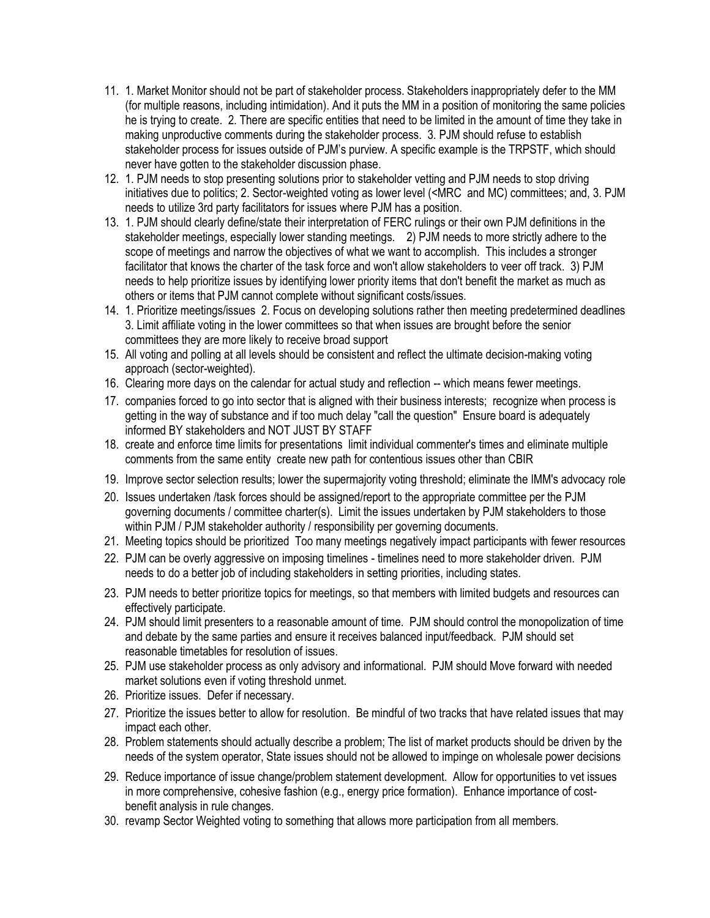11. 1. Market Monitor should not be part of stakeholder process. Stakeholders inappropriately defer to the MM (for multiple reasons, including intimidation). And it puts the MM in a position of monitoring the same policies he is trying to create. 2. There are specific entities that need to be limited in the amount of time they take in making unproductive comments during the stakeholder process. 3. PJM should refuse to establish stakeholder process for issues outside of PJM's purview. A specific example is the TRPSTF, which should never have gotten to the stakeholder discussion phase.
12. 1. PJM needs to stop presenting solutions prior to stakeholder vetting and PJM needs to stop driving initiatives due to politics; 2. Sector-weighted voting as lower level (<MRC and MC) committees; and, 3. PJM needs to utilize 3rd party facilitators for issues where PJM has a position.
13. 1. PJM should clearly define/state their interpretation of FERC rulings or their own PJM definitions in the stakeholder meetings, especially lower standing meetings. 2) PJM needs to more strictly adhere to the scope of meetings and narrow the objectives of what we want to accomplish. This includes a stronger facilitator that knows the charter of the task force and won't allow stakeholders to veer off track. 3) PJM needs to help prioritize issues by identifying lower priority items that don't benefit the market as much as others or items that PJM cannot complete without significant costs/issues.
14. 1. Prioritize meetings/issues 2. Focus on developing solutions rather then meeting predetermined deadlines 3. Limit affiliate voting in the lower committees so that when issues are brought before the senior committees they are more likely to receive broad support
15. All voting and polling at all levels should be consistent and reflect the ultimate decision-making voting approach (sector-weighted).
16. Clearing more days on the calendar for actual study and reflection -- which means fewer meetings.
17. companies forced to go into sector that is aligned with their business interests; recognize when process is getting in the way of substance and if too much delay "call the question" Ensure board is adequately informed BY stakeholders and NOT JUST BY STAFF
18. create and enforce time limits for presentations limit individual commenter's times and eliminate multiple comments from the same entity create new path for contentious issues other than CBIR
19. Improve sector selection results; lower the supermajority voting threshold; eliminate the IMM's advocacy role
20. Issues undertaken /task forces should be assigned/report to the appropriate committee per the PJM governing documents / committee charter(s). Limit the issues undertaken by PJM stakeholders to those within PJM / PJM stakeholder authority / responsibility per governing documents.
21. Meeting topics should be prioritized Too many meetings negatively impact participants with fewer resources
22. PJM can be overly aggressive on imposing timelines - timelines need to more stakeholder driven. PJM needs to do a better job of including stakeholders in setting priorities, including states.
23. PJM needs to better prioritize topics for meetings, so that members with limited budgets and resources can effectively participate.
24. PJM should limit presenters to a reasonable amount of time. PJM should control the monopolization of time and debate by the same parties and ensure it receives balanced input/feedback. PJM should set reasonable timetables for resolution of issues.
25. PJM use stakeholder process as only advisory and informational. PJM should Move forward with needed market solutions even if voting threshold unmet.
26. Prioritize issues. Defer if necessary.
27. Prioritize the issues better to allow for resolution. Be mindful of two tracks that have related issues that may impact each other.
28. Problem statements should actually describe a problem; The list of market products should be driven by the needs of the system operator, State issues should not be allowed to impinge on wholesale power decisions
29. Reduce importance of issue change/problem statement development. Allow for opportunities to vet issues in more comprehensive, cohesive fashion (e.g., energy price formation). Enhance importance of cost-benefit analysis in rule changes.
30. revamp Sector Weighted voting to something that allows more participation from all members.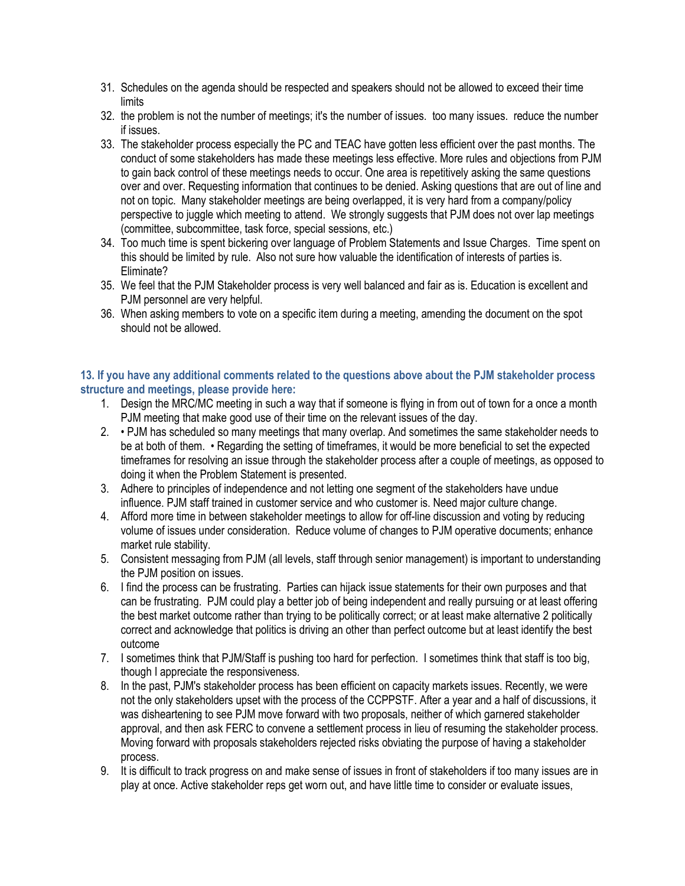31. Schedules on the agenda should be respected and speakers should not be allowed to exceed their time limits
32. the problem is not the number of meetings; it's the number of issues. too many issues. reduce the number if issues.
33. The stakeholder process especially the PC and TEAC have gotten less efficient over the past months. The conduct of some stakeholders has made these meetings less effective. More rules and objections from PJM to gain back control of these meetings needs to occur. One area is repetitively asking the same questions over and over. Requesting information that continues to be denied. Asking questions that are out of line and not on topic. Many stakeholder meetings are being overlapped, it is very hard from a company/policy perspective to juggle which meeting to attend. We strongly suggests that PJM does not over lap meetings (committee, subcommittee, task force, special sessions, etc.)
34. Too much time is spent bickering over language of Problem Statements and Issue Charges. Time spent on this should be limited by rule. Also not sure how valuable the identification of interests of parties is. Eliminate?
35. We feel that the PJM Stakeholder process is very well balanced and fair as is. Education is excellent and PJM personnel are very helpful.
36. When asking members to vote on a specific item during a meeting, amending the document on the spot should not be allowed.

### 13. If you have any additional comments related to the questions above about the PJM stakeholder process structure and meetings, please provide here:

1. Design the MRC/MC meeting in such a way that if someone is flying in from out of town for a once a month PJM meeting that make good use of their time on the relevant issues of the day.
2. • PJM has scheduled so many meetings that many overlap. And sometimes the same stakeholder needs to be at both of them. • Regarding the setting of timeframes, it would be more beneficial to set the expected timeframes for resolving an issue through the stakeholder process after a couple of meetings, as opposed to doing it when the Problem Statement is presented.
3. Adhere to principles of independence and not letting one segment of the stakeholders have undue influence. PJM staff trained in customer service and who customer is. Need major culture change.
4. Afford more time in between stakeholder meetings to allow for off-line discussion and voting by reducing volume of issues under consideration. Reduce volume of changes to PJM operative documents; enhance market rule stability.
5. Consistent messaging from PJM (all levels, staff through senior management) is important to understanding the PJM position on issues.
6. I find the process can be frustrating. Parties can hijack issue statements for their own purposes and that can be frustrating. PJM could play a better job of being independent and really pursuing or at least offering the best market outcome rather than trying to be politically correct; or at least make alternative 2 politically correct and acknowledge that politics is driving an other than perfect outcome but at least identify the best outcome
7. I sometimes think that PJM/Staff is pushing too hard for perfection. I sometimes think that staff is too big, though I appreciate the responsiveness.
8. In the past, PJM's stakeholder process has been efficient on capacity markets issues. Recently, we were not the only stakeholders upset with the process of the CCPPSTF. After a year and a half of discussions, it was disheartening to see PJM move forward with two proposals, neither of which garnered stakeholder approval, and then ask FERC to convene a settlement process in lieu of resuming the stakeholder process. Moving forward with proposals stakeholders rejected risks obviating the purpose of having a stakeholder process.
9. It is difficult to track progress on and make sense of issues in front of stakeholders if too many issues are in play at once. Active stakeholder reps get worn out, and have little time to consider or evaluate issues,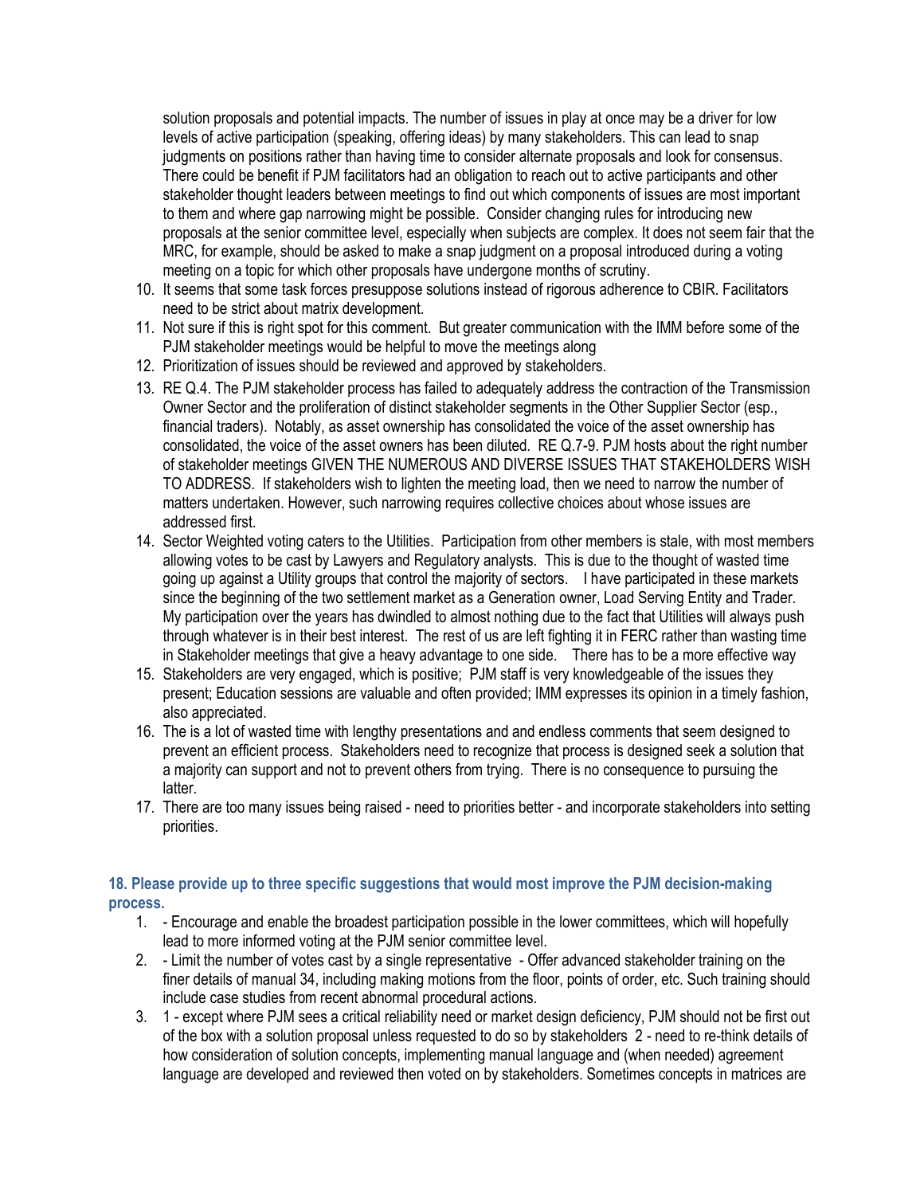solution proposals and potential impacts. The number of issues in play at once may be a driver for low levels of active participation (speaking, offering ideas) by many stakeholders. This can lead to snap judgments on positions rather than having time to consider alternate proposals and look for consensus. There could be benefit if PJM facilitators had an obligation to reach out to active participants and other stakeholder thought leaders between meetings to find out which components of issues are most important to them and where gap narrowing might be possible. Consider changing rules for introducing new proposals at the senior committee level, especially when subjects are complex. It does not seem fair that the MRC, for example, should be asked to make a snap judgment on a proposal introduced during a voting meeting on a topic for which other proposals have undergone months of scrutiny.

10. It seems that some task forces presuppose solutions instead of rigorous adherence to CBIR. Facilitators need to be strict about matrix development.
11. Not sure if this is right spot for this comment. But greater communication with the IMM before some of the PJM stakeholder meetings would be helpful to move the meetings along
12. Prioritization of issues should be reviewed and approved by stakeholders.
13. RE Q.4. The PJM stakeholder process has failed to adequately address the contraction of the Transmission Owner Sector and the proliferation of distinct stakeholder segments in the Other Supplier Sector (esp., financial traders). Notably, as asset ownership has consolidated the voice of the asset ownership has consolidated, the voice of the asset owners has been diluted. RE Q.7-9. PJM hosts about the right number of stakeholder meetings GIVEN THE NUMEROUS AND DIVERSE ISSUES THAT STAKEHOLDERS WISH TO ADDRESS. If stakeholders wish to lighten the meeting load, then we need to narrow the number of matters undertaken. However, such narrowing requires collective choices about whose issues are addressed first.
14. Sector Weighted voting caters to the Utilities. Participation from other members is stale, with most members allowing votes to be cast by Lawyers and Regulatory analysts. This is due to the thought of wasted time going up against a Utility groups that control the majority of sectors. I have participated in these markets since the beginning of the two settlement market as a Generation owner, Load Serving Entity and Trader. My participation over the years has dwindled to almost nothing due to the fact that Utilities will always push through whatever is in their best interest. The rest of us are left fighting it in FERC rather than wasting time in Stakeholder meetings that give a heavy advantage to one side. There has to be a more effective way
15. Stakeholders are very engaged, which is positive; PJM staff is very knowledgeable of the issues they present; Education sessions are valuable and often provided; IMM expresses its opinion in a timely fashion, also appreciated.
16. The is a lot of wasted time with lengthy presentations and and endless comments that seem designed to prevent an efficient process. Stakeholders need to recognize that process is designed seek a solution that a majority can support and not to prevent others from trying. There is no consequence to pursuing the latter.
17. There are too many issues being raised - need to priorities better - and incorporate stakeholders into setting priorities.

### 18. Please provide up to three specific suggestions that would most improve the PJM decision-making process.

1. - Encourage and enable the broadest participation possible in the lower committees, which will hopefully lead to more informed voting at the PJM senior committee level.
2. - Limit the number of votes cast by a single representative - Offer advanced stakeholder training on the finer details of manual 34, including making motions from the floor, points of order, etc. Such training should include case studies from recent abnormal procedural actions.
3. 1 - except where PJM sees a critical reliability need or market design deficiency, PJM should not be first out of the box with a solution proposal unless requested to do so by stakeholders 2 - need to re-think details of how consideration of solution concepts, implementing manual language and (when needed) agreement language are developed and reviewed then voted on by stakeholders. Sometimes concepts in matrices are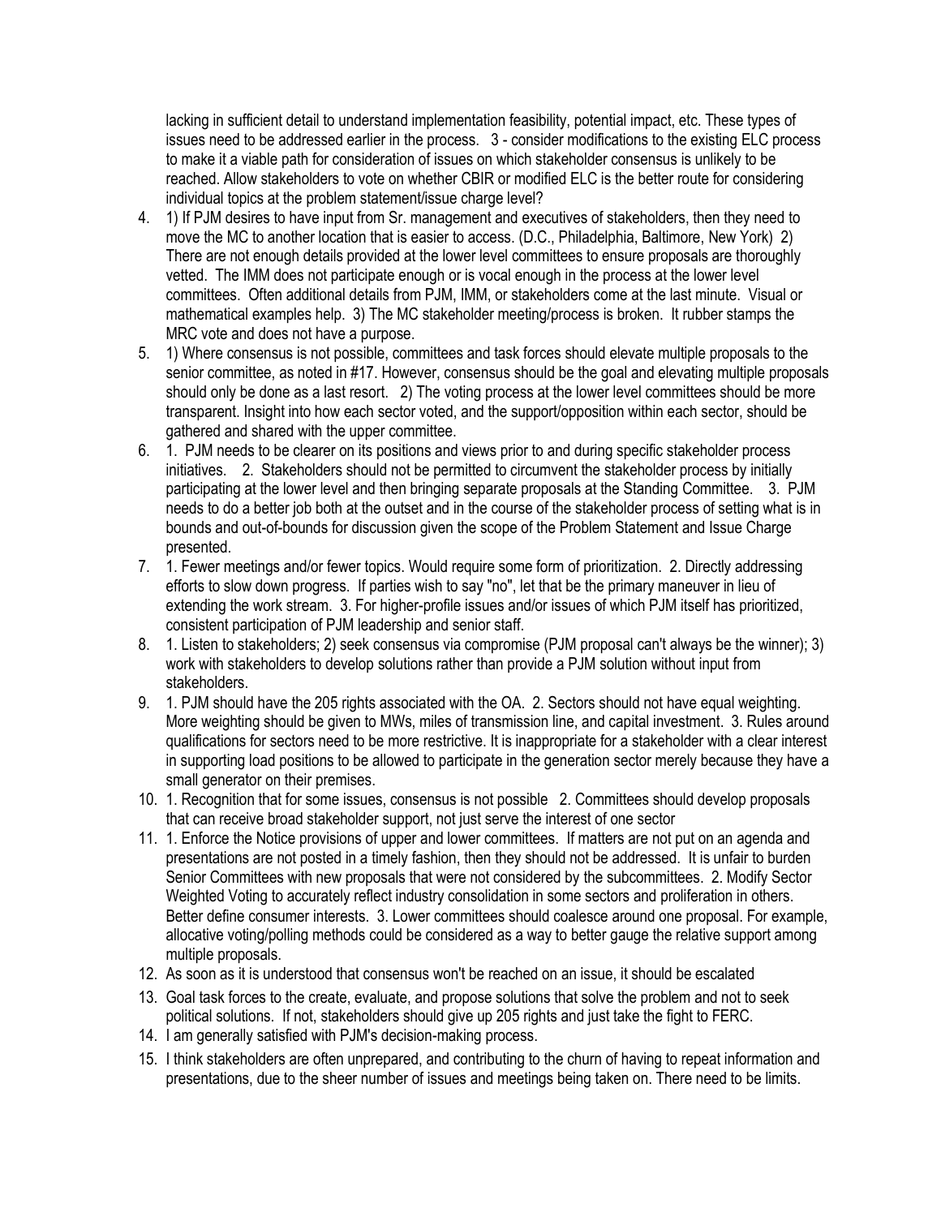lacking in sufficient detail to understand implementation feasibility, potential impact, etc. These types of issues need to be addressed earlier in the process.   3 - consider modifications to the existing ELC process to make it a viable path for consideration of issues on which stakeholder consensus is unlikely to be reached. Allow stakeholders to vote on whether CBIR or modified ELC is the better route for considering individual topics at the problem statement/issue charge level?

4. 1) If PJM desires to have input from Sr. management and executives of stakeholders, then they need to move the MC to another location that is easier to access. (D.C., Philadelphia, Baltimore, New York)  2) There are not enough details provided at the lower level committees to ensure proposals are thoroughly vetted.  The IMM does not participate enough or is vocal enough in the process at the lower level committees.  Often additional details from PJM, IMM, or stakeholders come at the last minute.  Visual or mathematical examples help.  3) The MC stakeholder meeting/process is broken.  It rubber stamps the MRC vote and does not have a purpose.
5. 1) Where consensus is not possible, committees and task forces should elevate multiple proposals to the senior committee, as noted in #17. However, consensus should be the goal and elevating multiple proposals should only be done as a last resort.   2) The voting process at the lower level committees should be more transparent. Insight into how each sector voted, and the support/opposition within each sector, should be gathered and shared with the upper committee.
6. 1.  PJM needs to be clearer on its positions and views prior to and during specific stakeholder process initiatives.    2.  Stakeholders should not be permitted to circumvent the stakeholder process by initially participating at the lower level and then bringing separate proposals at the Standing Committee.    3.  PJM needs to do a better job both at the outset and in the course of the stakeholder process of setting what is in bounds and out-of-bounds for discussion given the scope of the Problem Statement and Issue Charge presented.
7. 1. Fewer meetings and/or fewer topics. Would require some form of prioritization.  2. Directly addressing efforts to slow down progress.  If parties wish to say "no", let that be the primary maneuver in lieu of extending the work stream.  3. For higher-profile issues and/or issues of which PJM itself has prioritized, consistent participation of PJM leadership and senior staff.
8. 1. Listen to stakeholders; 2) seek consensus via compromise (PJM proposal can't always be the winner); 3) work with stakeholders to develop solutions rather than provide a PJM solution without input from stakeholders.
9. 1. PJM should have the 205 rights associated with the OA.  2. Sectors should not have equal weighting.  More weighting should be given to MWs, miles of transmission line, and capital investment.  3. Rules around qualifications for sectors need to be more restrictive. It is inappropriate for a stakeholder with a clear interest in supporting load positions to be allowed to participate in the generation sector merely because they have a small generator on their premises.
10. 1. Recognition that for some issues, consensus is not possible   2. Committees should develop proposals that can receive broad stakeholder support, not just serve the interest of one sector
11. 1. Enforce the Notice provisions of upper and lower committees.  If matters are not put on an agenda and presentations are not posted in a timely fashion, then they should not be addressed.  It is unfair to burden Senior Committees with new proposals that were not considered by the subcommittees.  2. Modify Sector Weighted Voting to accurately reflect industry consolidation in some sectors and proliferation in others.  Better define consumer interests.  3. Lower committees should coalesce around one proposal. For example, allocative voting/polling methods could be considered as a way to better gauge the relative support among multiple proposals.
12. As soon as it is understood that consensus won't be reached on an issue, it should be escalated
13. Goal task forces to the create, evaluate, and propose solutions that solve the problem and not to seek political solutions.  If not, stakeholders should give up 205 rights and just take the fight to FERC.
14. I am generally satisfied with PJM's decision-making process.
15. I think stakeholders are often unprepared, and contributing to the churn of having to repeat information and presentations, due to the sheer number of issues and meetings being taken on. There need to be limits.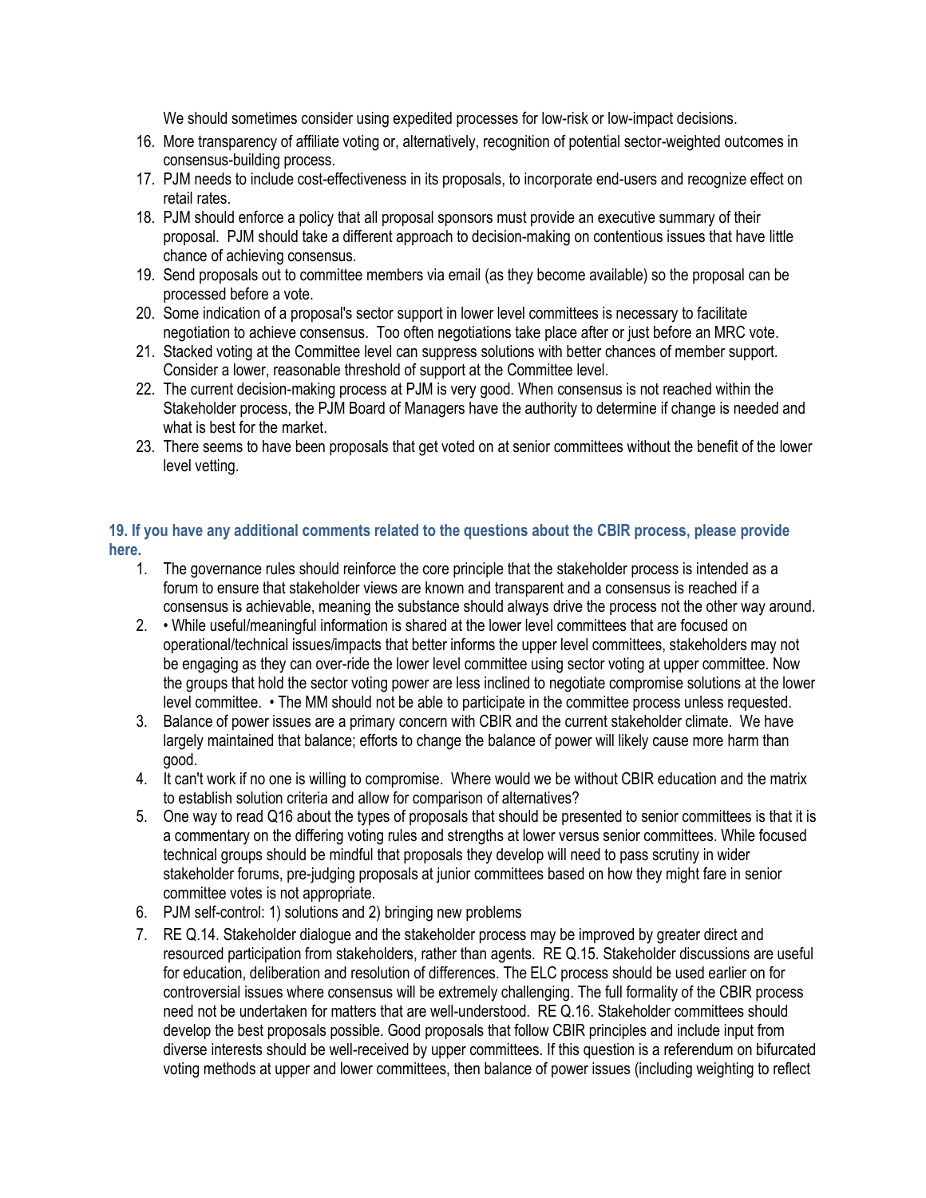We should sometimes consider using expedited processes for low-risk or low-impact decisions.

16. More transparency of affiliate voting or, alternatively, recognition of potential sector-weighted outcomes in consensus-building process.
17. PJM needs to include cost-effectiveness in its proposals, to incorporate end-users and recognize effect on retail rates.
18. PJM should enforce a policy that all proposal sponsors must provide an executive summary of their proposal. PJM should take a different approach to decision-making on contentious issues that have little chance of achieving consensus.
19. Send proposals out to committee members via email (as they become available) so the proposal can be processed before a vote.
20. Some indication of a proposal's sector support in lower level committees is necessary to facilitate negotiation to achieve consensus. Too often negotiations take place after or just before an MRC vote.
21. Stacked voting at the Committee level can suppress solutions with better chances of member support. Consider a lower, reasonable threshold of support at the Committee level.
22. The current decision-making process at PJM is very good. When consensus is not reached within the Stakeholder process, the PJM Board of Managers have the authority to determine if change is needed and what is best for the market.
23. There seems to have been proposals that get voted on at senior committees without the benefit of the lower level vetting.

### 19. If you have any additional comments related to the questions about the CBIR process, please provide here.

1. The governance rules should reinforce the core principle that the stakeholder process is intended as a forum to ensure that stakeholder views are known and transparent and a consensus is reached if a consensus is achievable, meaning the substance should always drive the process not the other way around.
2. • While useful/meaningful information is shared at the lower level committees that are focused on operational/technical issues/impacts that better informs the upper level committees, stakeholders may not be engaging as they can over-ride the lower level committee using sector voting at upper committee. Now the groups that hold the sector voting power are less inclined to negotiate compromise solutions at the lower level committee. • The MM should not be able to participate in the committee process unless requested.
3. Balance of power issues are a primary concern with CBIR and the current stakeholder climate. We have largely maintained that balance; efforts to change the balance of power will likely cause more harm than good.
4. It can't work if no one is willing to compromise. Where would we be without CBIR education and the matrix to establish solution criteria and allow for comparison of alternatives?
5. One way to read Q16 about the types of proposals that should be presented to senior committees is that it is a commentary on the differing voting rules and strengths at lower versus senior committees. While focused technical groups should be mindful that proposals they develop will need to pass scrutiny in wider stakeholder forums, pre-judging proposals at junior committees based on how they might fare in senior committee votes is not appropriate.
6. PJM self-control: 1) solutions and 2) bringing new problems
7. RE Q.14. Stakeholder dialogue and the stakeholder process may be improved by greater direct and resourced participation from stakeholders, rather than agents. RE Q.15. Stakeholder discussions are useful for education, deliberation and resolution of differences. The ELC process should be used earlier on for controversial issues where consensus will be extremely challenging. The full formality of the CBIR process need not be undertaken for matters that are well-understood. RE Q.16. Stakeholder committees should develop the best proposals possible. Good proposals that follow CBIR principles and include input from diverse interests should be well-received by upper committees. If this question is a referendum on bifurcated voting methods at upper and lower committees, then balance of power issues (including weighting to reflect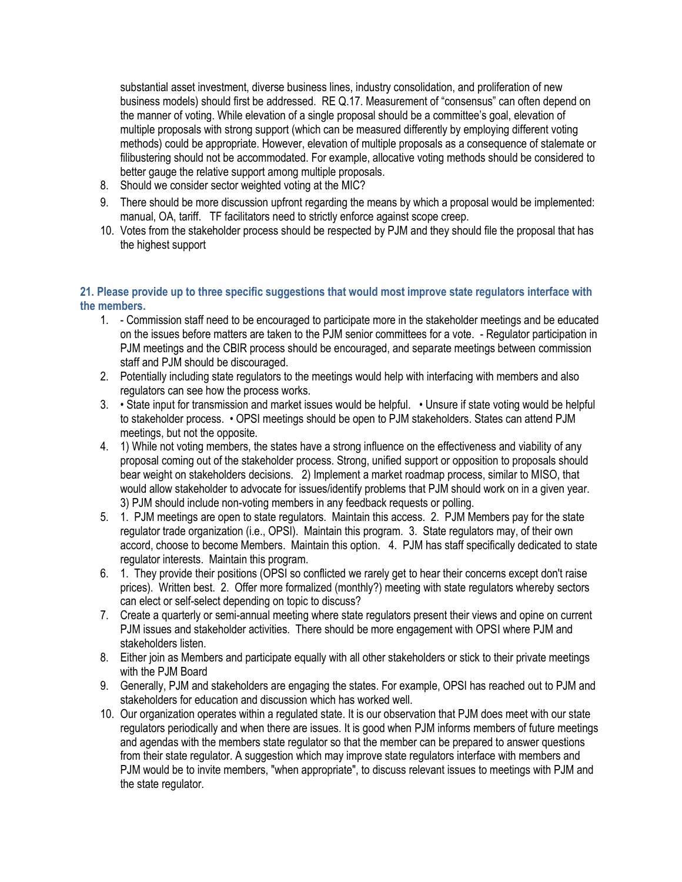substantial asset investment, diverse business lines, industry consolidation, and proliferation of new business models) should first be addressed. RE Q.17. Measurement of "consensus" can often depend on the manner of voting. While elevation of a single proposal should be a committee's goal, elevation of multiple proposals with strong support (which can be measured differently by employing different voting methods) could be appropriate. However, elevation of multiple proposals as a consequence of stalemate or filibustering should not be accommodated. For example, allocative voting methods should be considered to better gauge the relative support among multiple proposals.

8. Should we consider sector weighted voting at the MIC?
9. There should be more discussion upfront regarding the means by which a proposal would be implemented: manual, OA, tariff. TF facilitators need to strictly enforce against scope creep.
10. Votes from the stakeholder process should be respected by PJM and they should file the proposal that has the highest support

### 21. Please provide up to three specific suggestions that would most improve state regulators interface with the members.

1. - Commission staff need to be encouraged to participate more in the stakeholder meetings and be educated on the issues before matters are taken to the PJM senior committees for a vote. - Regulator participation in PJM meetings and the CBIR process should be encouraged, and separate meetings between commission staff and PJM should be discouraged.
2. Potentially including state regulators to the meetings would help with interfacing with members and also regulators can see how the process works.
3. • State input for transmission and market issues would be helpful. • Unsure if state voting would be helpful to stakeholder process. • OPSI meetings should be open to PJM stakeholders. States can attend PJM meetings, but not the opposite.
4. 1) While not voting members, the states have a strong influence on the effectiveness and viability of any proposal coming out of the stakeholder process. Strong, unified support or opposition to proposals should bear weight on stakeholders decisions. 2) Implement a market roadmap process, similar to MISO, that would allow stakeholder to advocate for issues/identify problems that PJM should work on in a given year. 3) PJM should include non-voting members in any feedback requests or polling.
5. 1. PJM meetings are open to state regulators. Maintain this access. 2. PJM Members pay for the state regulator trade organization (i.e., OPSI). Maintain this program. 3. State regulators may, of their own accord, choose to become Members. Maintain this option. 4. PJM has staff specifically dedicated to state regulator interests. Maintain this program.
6. 1. They provide their positions (OPSI so conflicted we rarely get to hear their concerns except don't raise prices). Written best. 2. Offer more formalized (monthly?) meeting with state regulators whereby sectors can elect or self-select depending on topic to discuss?
7. Create a quarterly or semi-annual meeting where state regulators present their views and opine on current PJM issues and stakeholder activities. There should be more engagement with OPSI where PJM and stakeholders listen.
8. Either join as Members and participate equally with all other stakeholders or stick to their private meetings with the PJM Board
9. Generally, PJM and stakeholders are engaging the states. For example, OPSI has reached out to PJM and stakeholders for education and discussion which has worked well.
10. Our organization operates within a regulated state. It is our observation that PJM does meet with our state regulators periodically and when there are issues. It is good when PJM informs members of future meetings and agendas with the members state regulator so that the member can be prepared to answer questions from their state regulator. A suggestion which may improve state regulators interface with members and PJM would be to invite members, "when appropriate", to discuss relevant issues to meetings with PJM and the state regulator.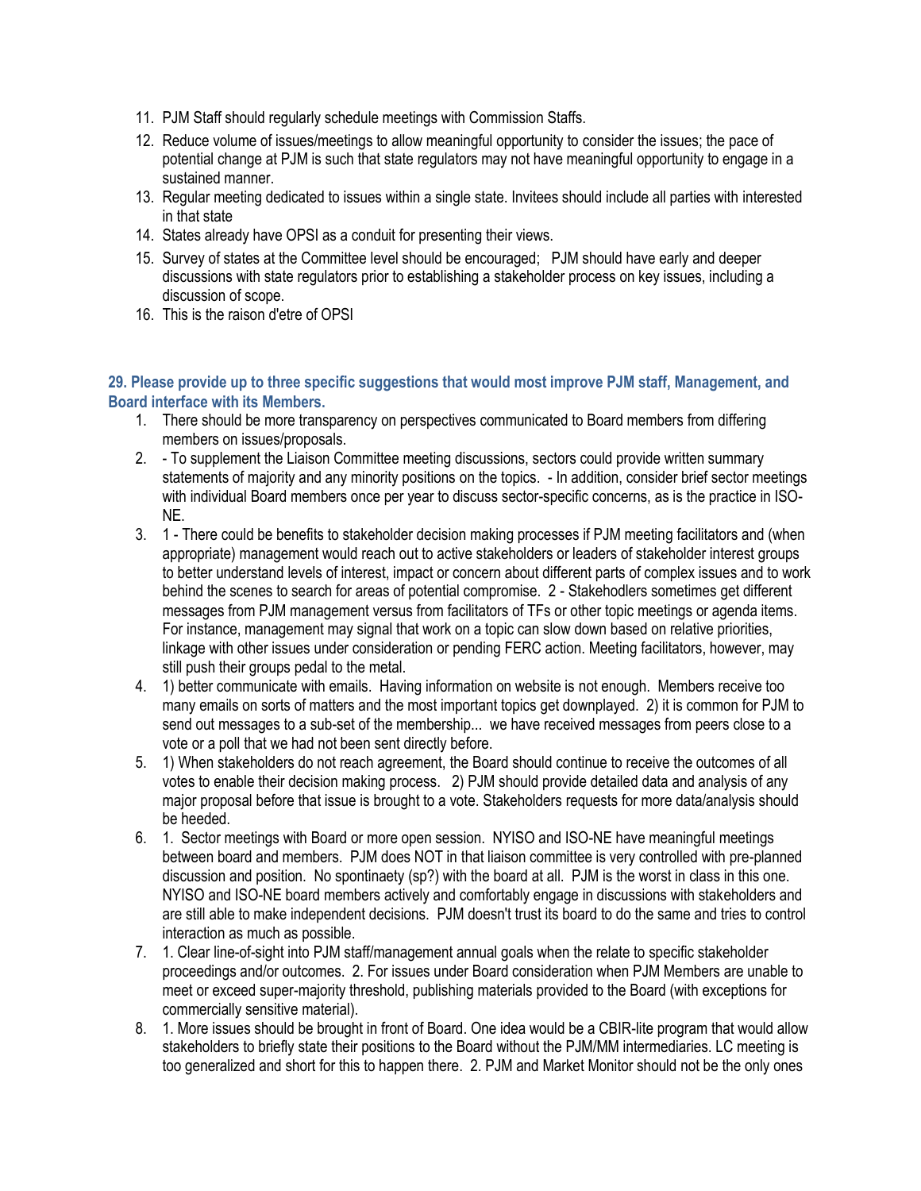11. PJM Staff should regularly schedule meetings with Commission Staffs.
12. Reduce volume of issues/meetings to allow meaningful opportunity to consider the issues; the pace of potential change at PJM is such that state regulators may not have meaningful opportunity to engage in a sustained manner.
13. Regular meeting dedicated to issues within a single state. Invitees should include all parties with interested in that state
14. States already have OPSI as a conduit for presenting their views.
15. Survey of states at the Committee level should be encouraged; PJM should have early and deeper discussions with state regulators prior to establishing a stakeholder process on key issues, including a discussion of scope.
16. This is the raison d'etre of OPSI

**29. Please provide up to three specific suggestions that would most improve PJM staff, Management, and Board interface with its Members.**

1. There should be more transparency on perspectives communicated to Board members from differing members on issues/proposals.
2. - To supplement the Liaison Committee meeting discussions, sectors could provide written summary statements of majority and any minority positions on the topics. - In addition, consider brief sector meetings with individual Board members once per year to discuss sector-specific concerns, as is the practice in ISO-NE.
3. 1 - There could be benefits to stakeholder decision making processes if PJM meeting facilitators and (when appropriate) management would reach out to active stakeholders or leaders of stakeholder interest groups to better understand levels of interest, impact or concern about different parts of complex issues and to work behind the scenes to search for areas of potential compromise. 2 - Stakehodlers sometimes get different messages from PJM management versus from facilitators of TFs or other topic meetings or agenda items. For instance, management may signal that work on a topic can slow down based on relative priorities, linkage with other issues under consideration or pending FERC action. Meeting facilitators, however, may still push their groups pedal to the metal.
4. 1) better communicate with emails. Having information on website is not enough. Members receive too many emails on sorts of matters and the most important topics get downplayed. 2) it is common for PJM to send out messages to a sub-set of the membership... we have received messages from peers close to a vote or a poll that we had not been sent directly before.
5. 1) When stakeholders do not reach agreement, the Board should continue to receive the outcomes of all votes to enable their decision making process. 2) PJM should provide detailed data and analysis of any major proposal before that issue is brought to a vote. Stakeholders requests for more data/analysis should be heeded.
6. 1. Sector meetings with Board or more open session. NYISO and ISO-NE have meaningful meetings between board and members. PJM does NOT in that liaison committee is very controlled with pre-planned discussion and position. No spontinaety (sp?) with the board at all. PJM is the worst in class in this one. NYISO and ISO-NE board members actively and comfortably engage in discussions with stakeholders and are still able to make independent decisions. PJM doesn't trust its board to do the same and tries to control interaction as much as possible.
7. 1. Clear line-of-sight into PJM staff/management annual goals when the relate to specific stakeholder proceedings and/or outcomes. 2. For issues under Board consideration when PJM Members are unable to meet or exceed super-majority threshold, publishing materials provided to the Board (with exceptions for commercially sensitive material).
8. 1. More issues should be brought in front of Board. One idea would be a CBIR-lite program that would allow stakeholders to briefly state their positions to the Board without the PJM/MM intermediaries. LC meeting is too generalized and short for this to happen there. 2. PJM and Market Monitor should not be the only ones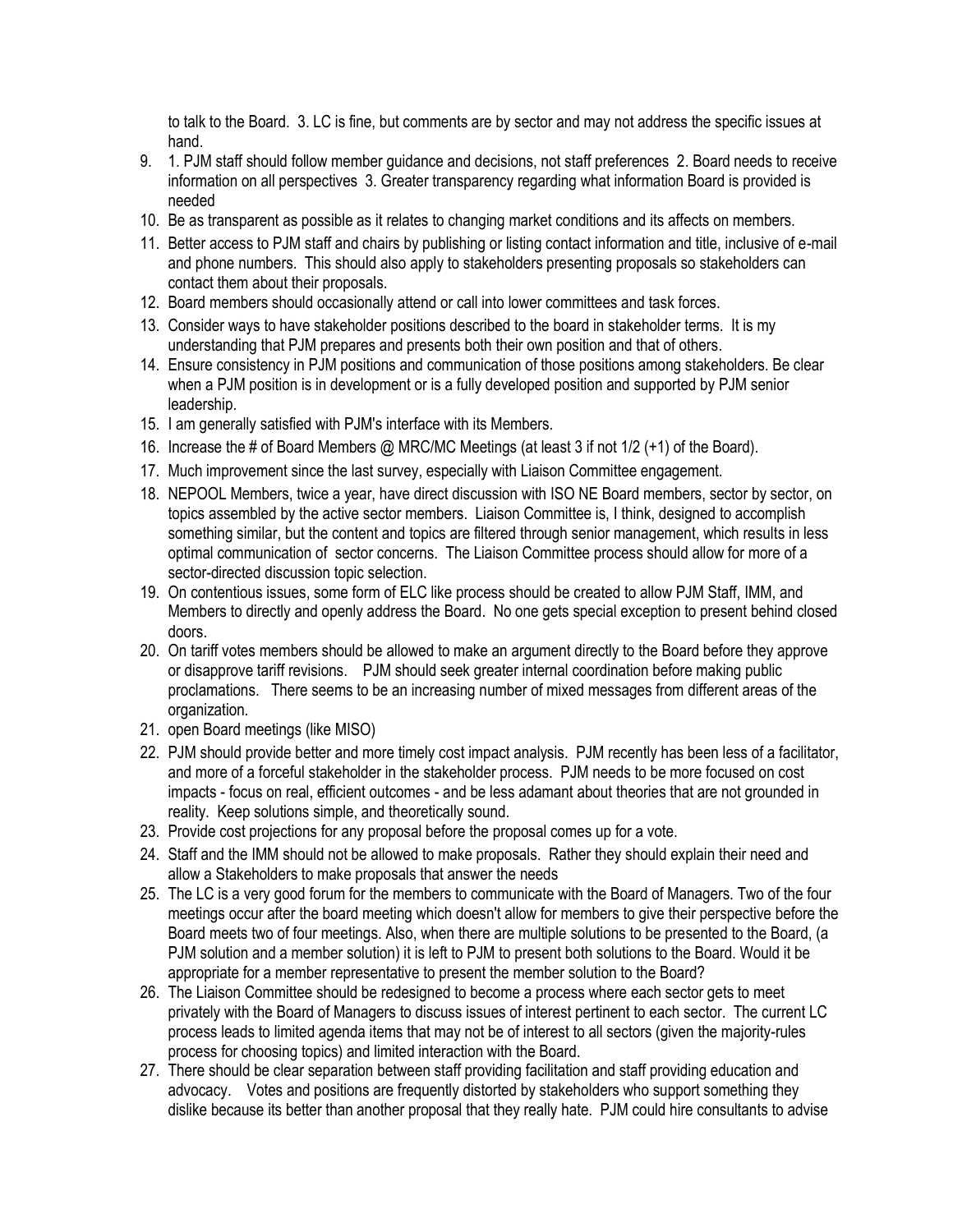to talk to the Board. 3. LC is fine, but comments are by sector and may not address the specific issues at hand.

9. 1. PJM staff should follow member guidance and decisions, not staff preferences 2. Board needs to receive information on all perspectives 3. Greater transparency regarding what information Board is provided is needed
10. Be as transparent as possible as it relates to changing market conditions and its affects on members.
11. Better access to PJM staff and chairs by publishing or listing contact information and title, inclusive of e-mail and phone numbers. This should also apply to stakeholders presenting proposals so stakeholders can contact them about their proposals.
12. Board members should occasionally attend or call into lower committees and task forces.
13. Consider ways to have stakeholder positions described to the board in stakeholder terms. It is my understanding that PJM prepares and presents both their own position and that of others.
14. Ensure consistency in PJM positions and communication of those positions among stakeholders. Be clear when a PJM position is in development or is a fully developed position and supported by PJM senior leadership.
15. I am generally satisfied with PJM's interface with its Members.
16. Increase the # of Board Members @ MRC/MC Meetings (at least 3 if not 1/2 (+1) of the Board).
17. Much improvement since the last survey, especially with Liaison Committee engagement.
18. NEPOOL Members, twice a year, have direct discussion with ISO NE Board members, sector by sector, on topics assembled by the active sector members. Liaison Committee is, I think, designed to accomplish something similar, but the content and topics are filtered through senior management, which results in less optimal communication of sector concerns. The Liaison Committee process should allow for more of a sector-directed discussion topic selection.
19. On contentious issues, some form of ELC like process should be created to allow PJM Staff, IMM, and Members to directly and openly address the Board. No one gets special exception to present behind closed doors.
20. On tariff votes members should be allowed to make an argument directly to the Board before they approve or disapprove tariff revisions. PJM should seek greater internal coordination before making public proclamations. There seems to be an increasing number of mixed messages from different areas of the organization.
21. open Board meetings (like MISO)
22. PJM should provide better and more timely cost impact analysis. PJM recently has been less of a facilitator, and more of a forceful stakeholder in the stakeholder process. PJM needs to be more focused on cost impacts - focus on real, efficient outcomes - and be less adamant about theories that are not grounded in reality. Keep solutions simple, and theoretically sound.
23. Provide cost projections for any proposal before the proposal comes up for a vote.
24. Staff and the IMM should not be allowed to make proposals. Rather they should explain their need and allow a Stakeholders to make proposals that answer the needs
25. The LC is a very good forum for the members to communicate with the Board of Managers. Two of the four meetings occur after the board meeting which doesn't allow for members to give their perspective before the Board meets two of four meetings. Also, when there are multiple solutions to be presented to the Board, (a PJM solution and a member solution) it is left to PJM to present both solutions to the Board. Would it be appropriate for a member representative to present the member solution to the Board?
26. The Liaison Committee should be redesigned to become a process where each sector gets to meet privately with the Board of Managers to discuss issues of interest pertinent to each sector. The current LC process leads to limited agenda items that may not be of interest to all sectors (given the majority-rules process for choosing topics) and limited interaction with the Board.
27. There should be clear separation between staff providing facilitation and staff providing education and advocacy. Votes and positions are frequently distorted by stakeholders who support something they dislike because its better than another proposal that they really hate. PJM could hire consultants to advise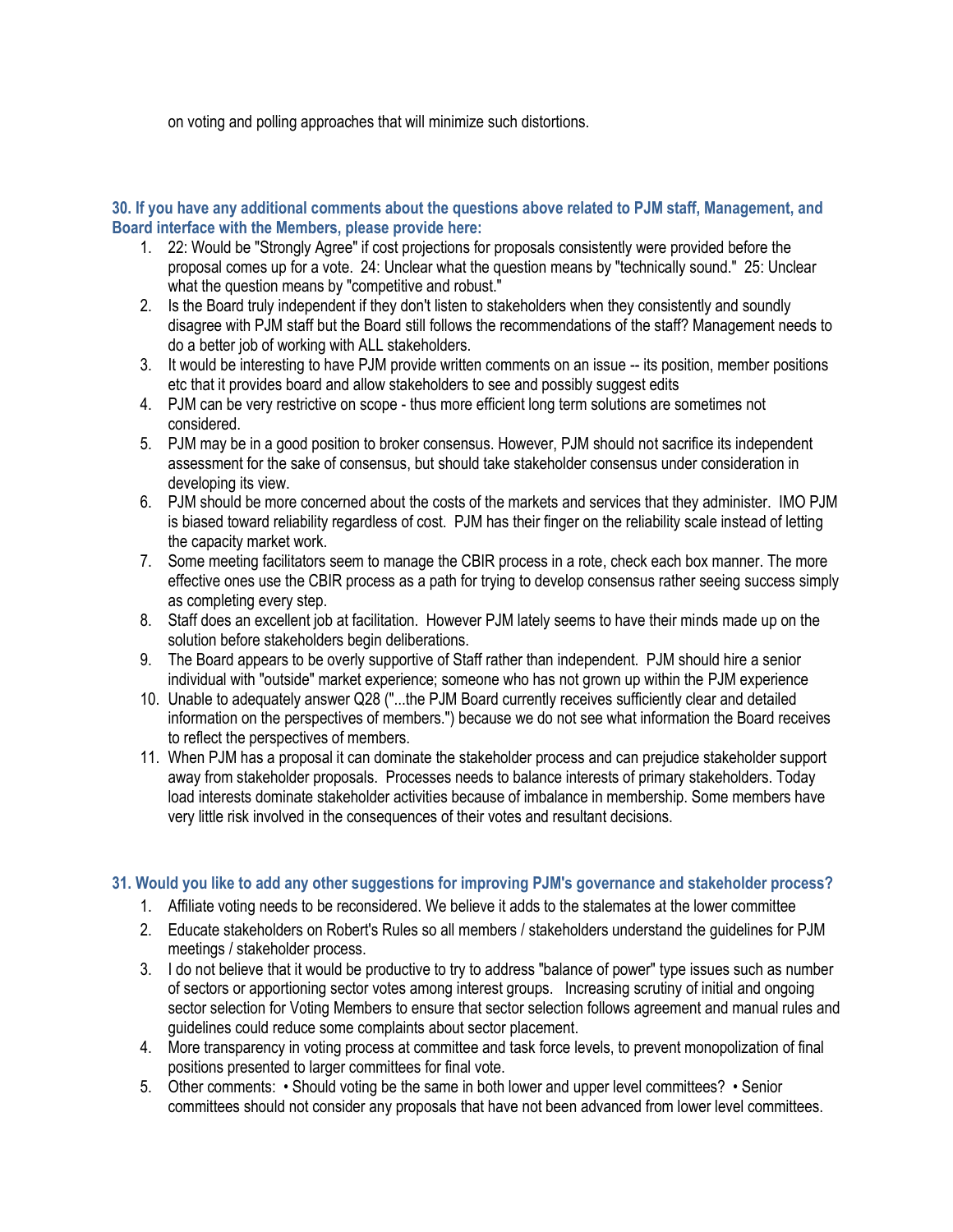on voting and polling approaches that will minimize such distortions.

### 30. If you have any additional comments about the questions above related to PJM staff, Management, and Board interface with the Members, please provide here:

1. 22: Would be "Strongly Agree" if cost projections for proposals consistently were provided before the proposal comes up for a vote. 24: Unclear what the question means by "technically sound." 25: Unclear what the question means by "competitive and robust."
2. Is the Board truly independent if they don't listen to stakeholders when they consistently and soundly disagree with PJM staff but the Board still follows the recommendations of the staff? Management needs to do a better job of working with ALL stakeholders.
3. It would be interesting to have PJM provide written comments on an issue -- its position, member positions etc that it provides board and allow stakeholders to see and possibly suggest edits
4. PJM can be very restrictive on scope - thus more efficient long term solutions are sometimes not considered.
5. PJM may be in a good position to broker consensus. However, PJM should not sacrifice its independent assessment for the sake of consensus, but should take stakeholder consensus under consideration in developing its view.
6. PJM should be more concerned about the costs of the markets and services that they administer. IMO PJM is biased toward reliability regardless of cost. PJM has their finger on the reliability scale instead of letting the capacity market work.
7. Some meeting facilitators seem to manage the CBIR process in a rote, check each box manner. The more effective ones use the CBIR process as a path for trying to develop consensus rather seeing success simply as completing every step.
8. Staff does an excellent job at facilitation. However PJM lately seems to have their minds made up on the solution before stakeholders begin deliberations.
9. The Board appears to be overly supportive of Staff rather than independent. PJM should hire a senior individual with "outside" market experience; someone who has not grown up within the PJM experience
10. Unable to adequately answer Q28 ("...the PJM Board currently receives sufficiently clear and detailed information on the perspectives of members.") because we do not see what information the Board receives to reflect the perspectives of members.
11. When PJM has a proposal it can dominate the stakeholder process and can prejudice stakeholder support away from stakeholder proposals. Processes needs to balance interests of primary stakeholders. Today load interests dominate stakeholder activities because of imbalance in membership. Some members have very little risk involved in the consequences of their votes and resultant decisions.

### 31. Would you like to add any other suggestions for improving PJM's governance and stakeholder process?

1. Affiliate voting needs to be reconsidered. We believe it adds to the stalemates at the lower committee
2. Educate stakeholders on Robert's Rules so all members / stakeholders understand the guidelines for PJM meetings / stakeholder process.
3. I do not believe that it would be productive to try to address "balance of power" type issues such as number of sectors or apportioning sector votes among interest groups. Increasing scrutiny of initial and ongoing sector selection for Voting Members to ensure that sector selection follows agreement and manual rules and guidelines could reduce some complaints about sector placement.
4. More transparency in voting process at committee and task force levels, to prevent monopolization of final positions presented to larger committees for final vote.
5. Other comments: • Should voting be the same in both lower and upper level committees? • Senior committees should not consider any proposals that have not been advanced from lower level committees.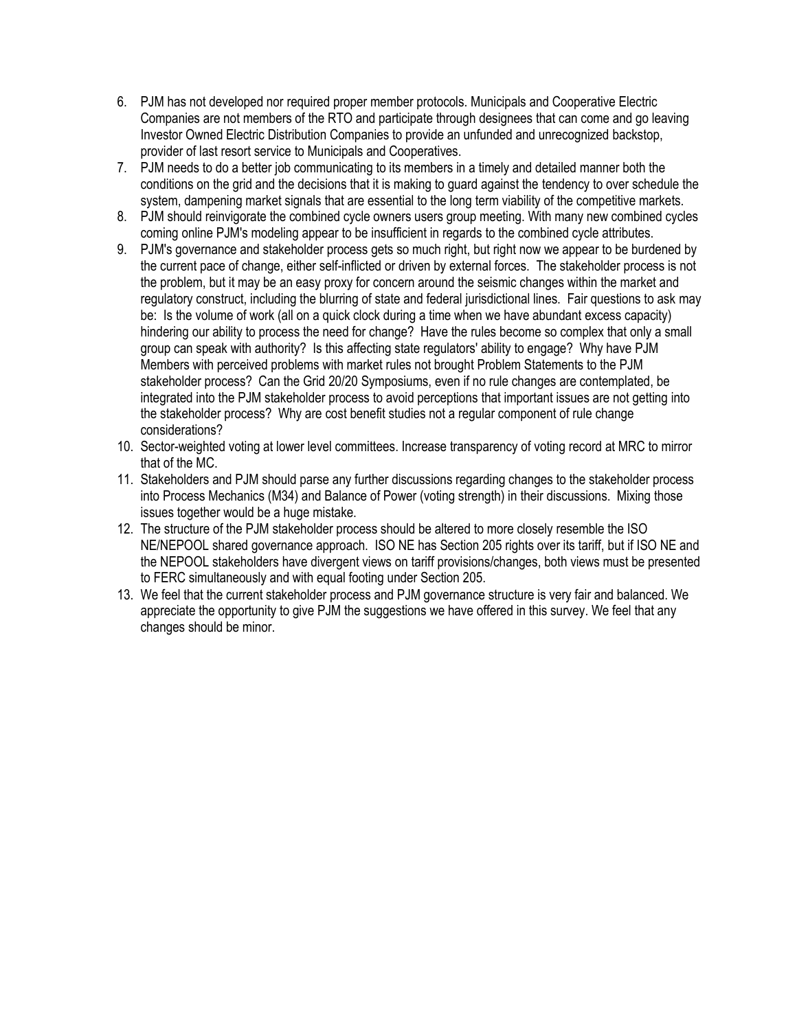6. PJM has not developed nor required proper member protocols. Municipals and Cooperative Electric Companies are not members of the RTO and participate through designees that can come and go leaving Investor Owned Electric Distribution Companies to provide an unfunded and unrecognized backstop, provider of last resort service to Municipals and Cooperatives.
7. PJM needs to do a better job communicating to its members in a timely and detailed manner both the conditions on the grid and the decisions that it is making to guard against the tendency to over schedule the system, dampening market signals that are essential to the long term viability of the competitive markets.
8. PJM should reinvigorate the combined cycle owners users group meeting. With many new combined cycles coming online PJM's modeling appear to be insufficient in regards to the combined cycle attributes.
9. PJM's governance and stakeholder process gets so much right, but right now we appear to be burdened by the current pace of change, either self-inflicted or driven by external forces. The stakeholder process is not the problem, but it may be an easy proxy for concern around the seismic changes within the market and regulatory construct, including the blurring of state and federal jurisdictional lines. Fair questions to ask may be: Is the volume of work (all on a quick clock during a time when we have abundant excess capacity) hindering our ability to process the need for change? Have the rules become so complex that only a small group can speak with authority? Is this affecting state regulators' ability to engage? Why have PJM Members with perceived problems with market rules not brought Problem Statements to the PJM stakeholder process? Can the Grid 20/20 Symposiums, even if no rule changes are contemplated, be integrated into the PJM stakeholder process to avoid perceptions that important issues are not getting into the stakeholder process? Why are cost benefit studies not a regular component of rule change considerations?
10. Sector-weighted voting at lower level committees. Increase transparency of voting record at MRC to mirror that of the MC.
11. Stakeholders and PJM should parse any further discussions regarding changes to the stakeholder process into Process Mechanics (M34) and Balance of Power (voting strength) in their discussions. Mixing those issues together would be a huge mistake.
12. The structure of the PJM stakeholder process should be altered to more closely resemble the ISO NE/NEPOOL shared governance approach. ISO NE has Section 205 rights over its tariff, but if ISO NE and the NEPOOL stakeholders have divergent views on tariff provisions/changes, both views must be presented to FERC simultaneously and with equal footing under Section 205.
13. We feel that the current stakeholder process and PJM governance structure is very fair and balanced. We appreciate the opportunity to give PJM the suggestions we have offered in this survey. We feel that any changes should be minor.